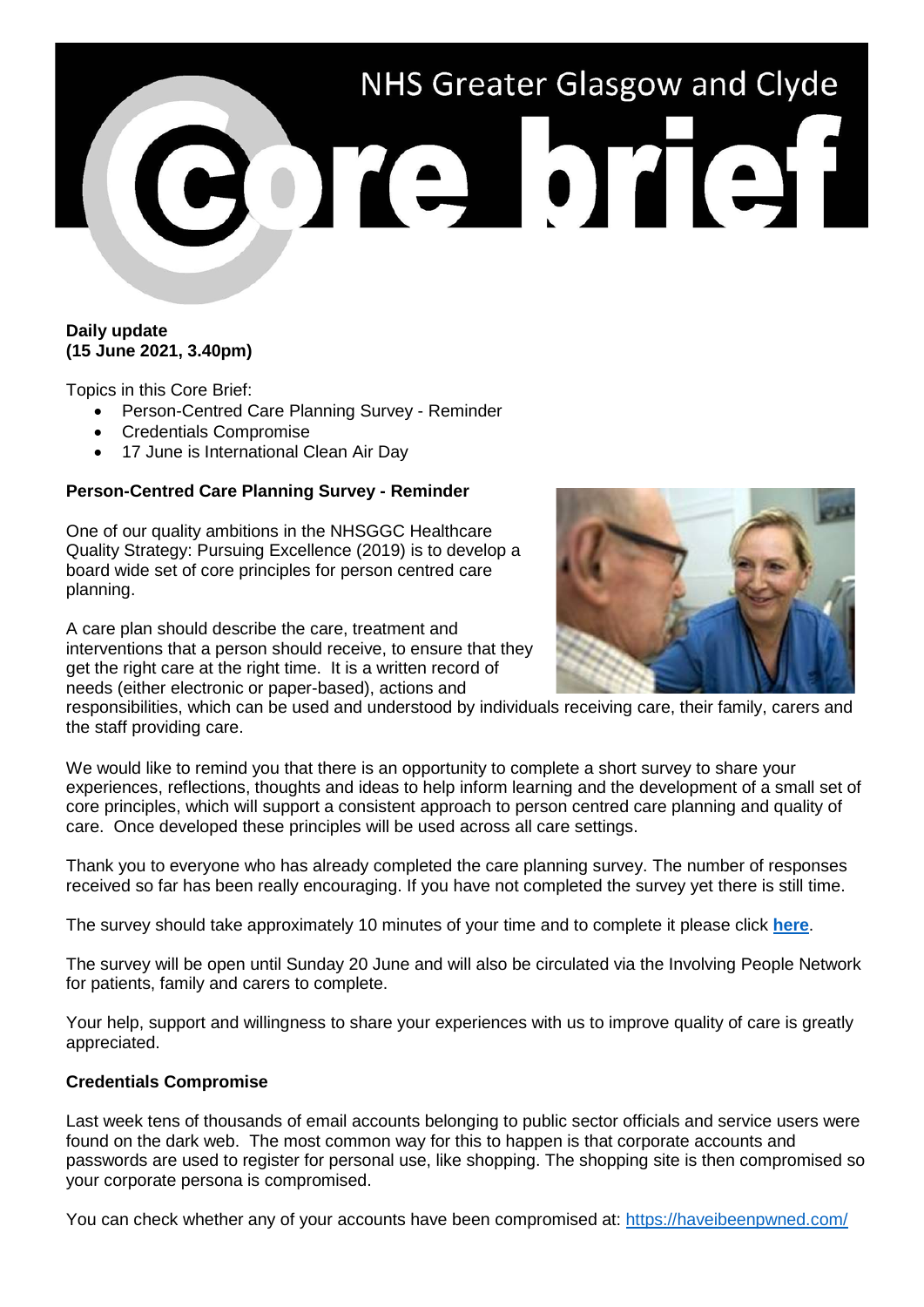# NHS Greater Glasgow and Clyde

# Core brief

**Daily update**
**(15 June 2021, 3.40pm)**

Topics in this Core Brief:

- Person-Centred Care Planning Survey - Reminder
- Credentials Compromise
- 17 June is International Clean Air Day

**Person-Centred Care Planning Survey - Reminder**

One of our quality ambitions in the NHSGGC Healthcare Quality Strategy: Pursuing Excellence (2019) is to develop a board wide set of core principles for person centred care planning.

A care plan should describe the care, treatment and interventions that a person should receive, to ensure that they get the right care at the right time. It is a written record of needs (either electronic or paper-based), actions and responsibilities, which can be used and understood by individuals receiving care, their family, carers and the staff providing care.

We would like to remind you that there is an opportunity to complete a short survey to share your experiences, reflections, thoughts and ideas to help inform learning and the development of a small set of core principles, which will support a consistent approach to person centred care planning and quality of care. Once developed these principles will be used across all care settings.

Thank you to everyone who has already completed the care planning survey. The number of responses received so far has been really encouraging. If you have not completed the survey yet there is still time.

The survey should take approximately 10 minutes of your time and to complete it please click **here**.

The survey will be open until Sunday 20 June and will also be circulated via the Involving People Network for patients, family and carers to complete.

Your help, support and willingness to share your experiences with us to improve quality of care is greatly appreciated.

**Credentials Compromise**

Last week tens of thousands of email accounts belonging to public sector officials and service users were found on the dark web. The most common way for this to happen is that corporate accounts and passwords are used to register for personal use, like shopping. The shopping site is then compromised so your corporate persona is compromised.

You can check whether any of your accounts have been compromised at: https://haveibeenpwned.com/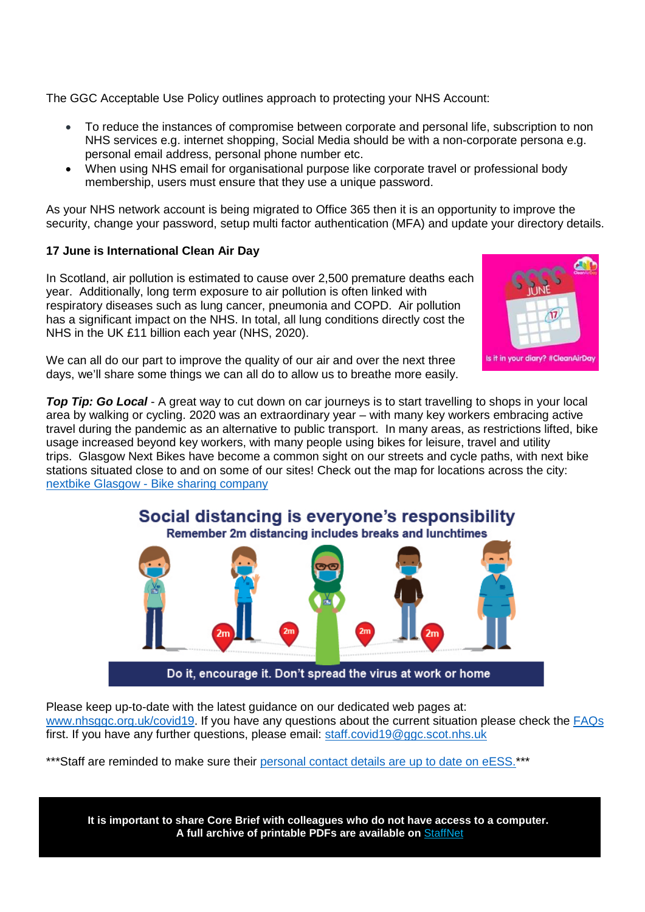The GGC Acceptable Use Policy outlines approach to protecting your NHS Account:

- To reduce the instances of compromise between corporate and personal life, subscription to non NHS services e.g. internet shopping, Social Media should be with a non-corporate persona e.g. personal email address, personal phone number etc.
- When using NHS email for organisational purpose like corporate travel or professional body membership, users must ensure that they use a unique password.

As your NHS network account is being migrated to Office 365 then it is an opportunity to improve the security, change your password, setup multi factor authentication (MFA) and update your directory details.

**17 June is International Clean Air Day**

In Scotland, air pollution is estimated to cause over 2,500 premature deaths each year. Additionally, long term exposure to air pollution is often linked with respiratory diseases such as lung cancer, pneumonia and COPD. Air pollution has a significant impact on the NHS. In total, all lung conditions directly cost the NHS in the UK £11 billion each year (NHS, 2020).

We can all do our part to improve the quality of our air and over the next three days, we'll share some things we can all do to allow us to breathe more easily.

***Top Tip: Go Local*** - A great way to cut down on car journeys is to start travelling to shops in your local area by walking or cycling. 2020 was an extraordinary year – with many key workers embracing active travel during the pandemic as an alternative to public transport. In many areas, as restrictions lifted, bike usage increased beyond key workers, with many people using bikes for leisure, travel and utility trips. Glasgow Next Bikes have become a common sight on our streets and cycle paths, with next bike stations situated close to and on some of our sites! Check out the map for locations across the city: nextbike Glasgow - Bike sharing company

Social distancing is everyone's responsibility

Remember 2m distancing includes breaks and lunchtimes

Do it, encourage it. Don't spread the virus at work or home

Please keep up-to-date with the latest guidance on our dedicated web pages at: www.nhsggc.org.uk/covid19. If you have any questions about the current situation please check the FAQs first. If you have any further questions, please email: staff.covid19@ggc.scot.nhs.uk

***Staff are reminded to make sure their personal contact details are up to date on eESS.***

**It is important to share Core Brief with colleagues who do not have access to a computer.**
**A full archive of printable PDFs are available on StaffNet**